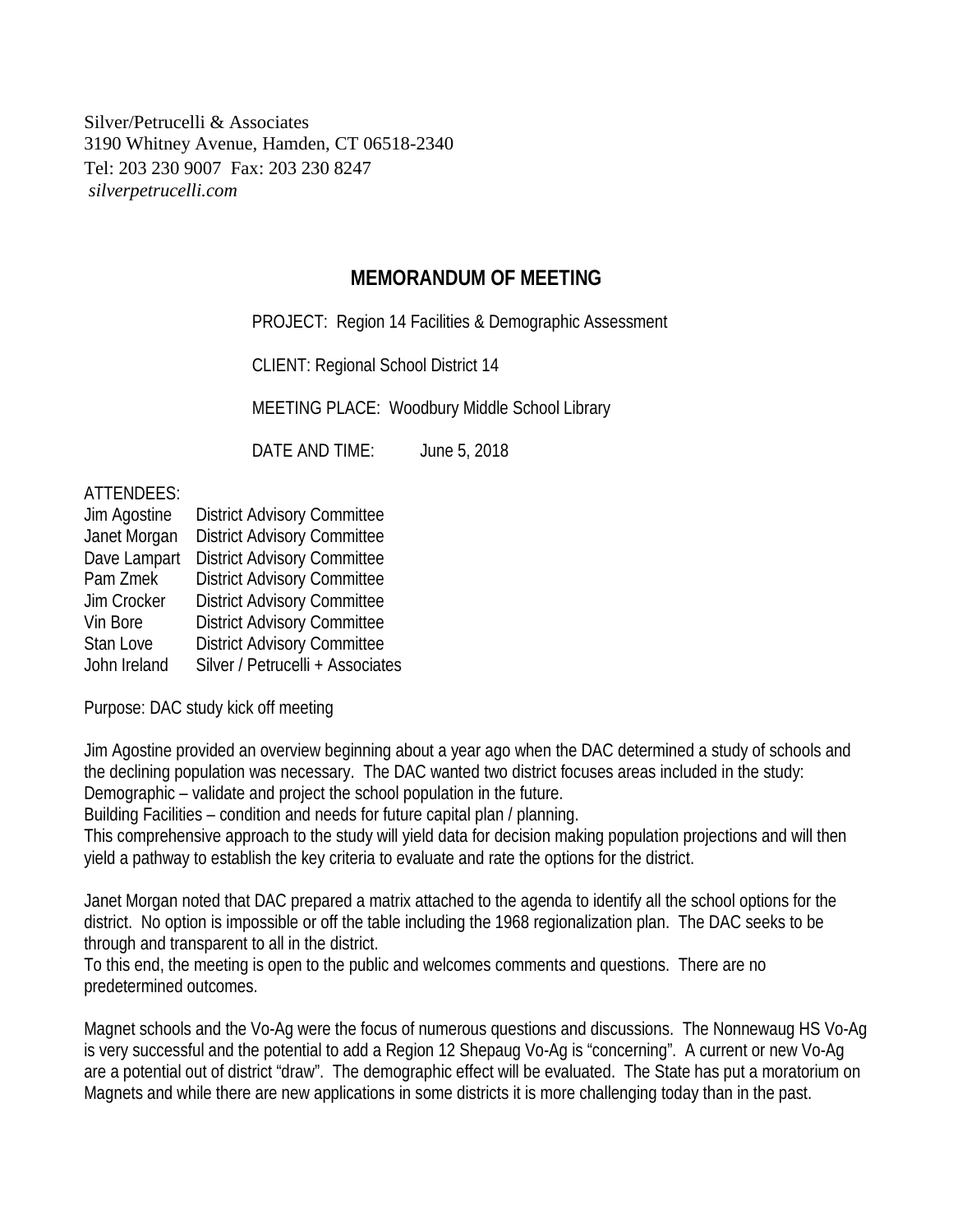Silver/Petrucelli & Associates
3190 Whitney Avenue, Hamden, CT 06518-2340
Tel: 203 230 9007  Fax: 203 230 8247
*silverpetrucelli.com*

# MEMORANDUM OF MEETING

PROJECT:  Region 14 Facilities & Demographic Assessment

CLIENT: Regional School District 14

MEETING PLACE:  Woodbury Middle School Library

DATE AND TIME:   June 5, 2018

ATTENDEES:

| | |
|---|---|
| Jim Agostine | District Advisory Committee |
| Janet Morgan | District Advisory Committee |
| Dave Lampart | District Advisory Committee |
| Pam Zmek | District Advisory Committee |
| Jim Crocker | District Advisory Committee |
| Vin Bore | District Advisory Committee |
| Stan Love | District Advisory Committee |
| John Ireland | Silver / Petrucelli + Associates |

Purpose: DAC study kick off meeting

Jim Agostine provided an overview beginning about a year ago when the DAC determined a study of schools and the declining population was necessary.  The DAC wanted two district focuses areas included in the study:
Demographic – validate and project the school population in the future.
Building Facilities – condition and needs for future capital plan / planning.
This comprehensive approach to the study will yield data for decision making population projections and will then yield a pathway to establish the key criteria to evaluate and rate the options for the district.

Janet Morgan noted that DAC prepared a matrix attached to the agenda to identify all the school options for the district.  No option is impossible or off the table including the 1968 regionalization plan.  The DAC seeks to be through and transparent to all in the district.
To this end, the meeting is open to the public and welcomes comments and questions.  There are no predetermined outcomes.

Magnet schools and the Vo-Ag were the focus of numerous questions and discussions.  The Nonnewaug HS Vo-Ag is very successful and the potential to add a Region 12 Shepaug Vo-Ag is "concerning".  A current or new Vo-Ag are a potential out of district "draw".  The demographic effect will be evaluated.  The State has put a moratorium on Magnets and while there are new applications in some districts it is more challenging today than in the past.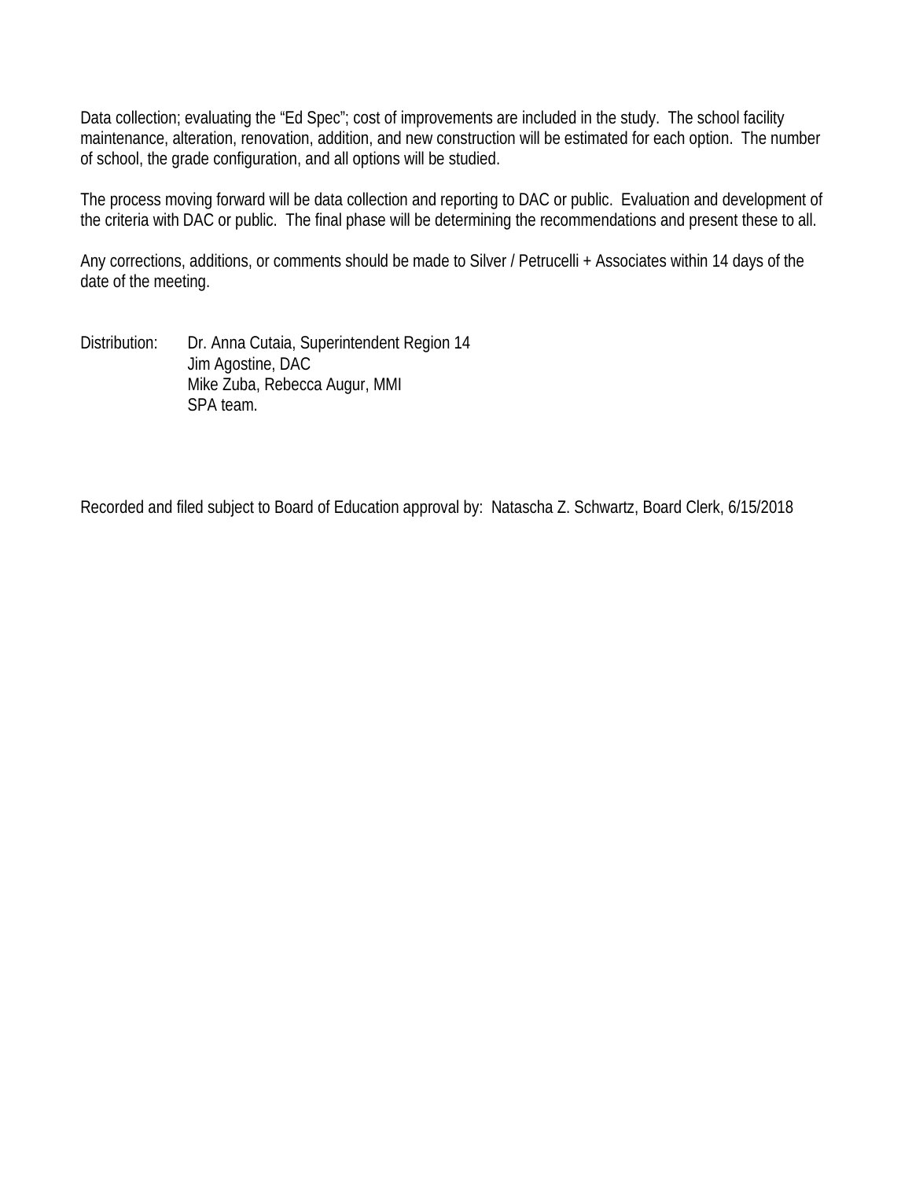Data collection; evaluating the "Ed Spec"; cost of improvements are included in the study. The school facility maintenance, alteration, renovation, addition, and new construction will be estimated for each option. The number of school, the grade configuration, and all options will be studied.

The process moving forward will be data collection and reporting to DAC or public. Evaluation and development of the criteria with DAC or public. The final phase will be determining the recommendations and present these to all.

Any corrections, additions, or comments should be made to Silver / Petrucelli + Associates within 14 days of the date of the meeting.

Distribution: Dr. Anna Cutaia, Superintendent Region 14
Jim Agostine, DAC
Mike Zuba, Rebecca Augur, MMI
SPA team.

Recorded and filed subject to Board of Education approval by: Natascha Z. Schwartz, Board Clerk, 6/15/2018